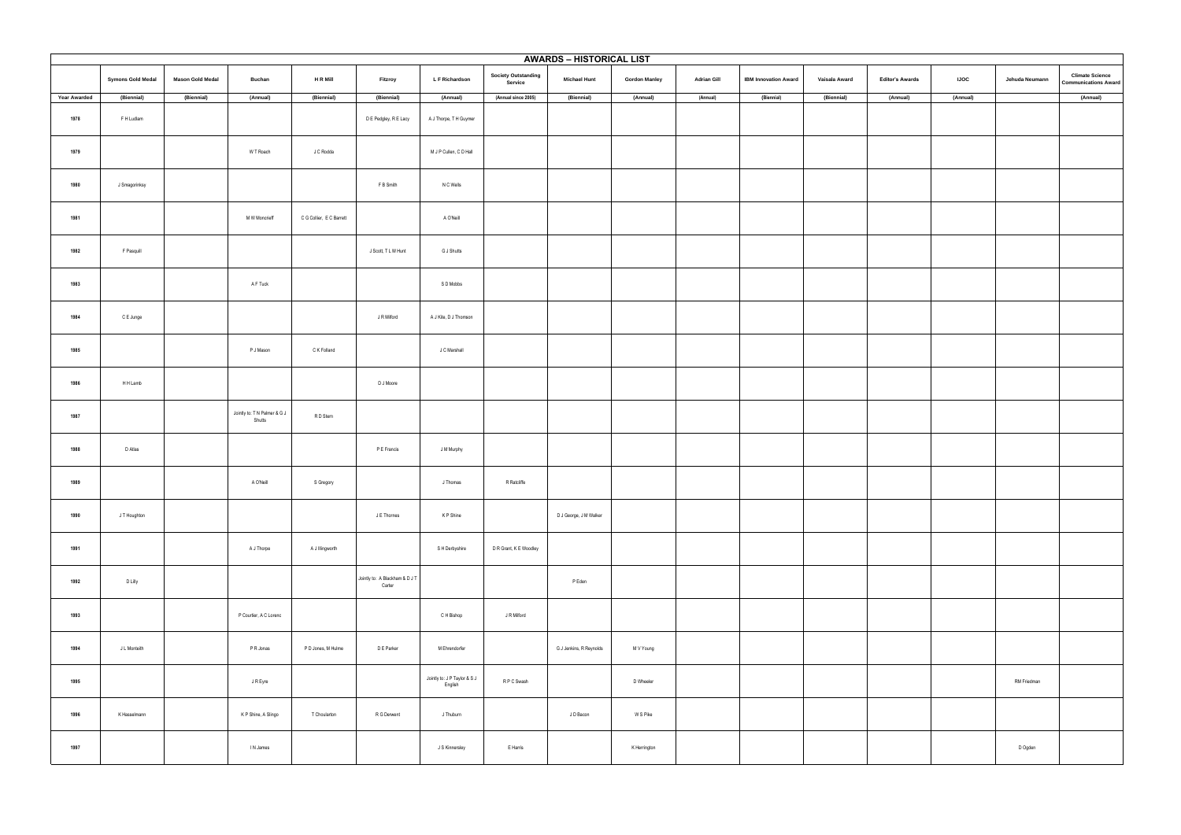## AWARDS – HISTORICAL LIST

| | Symons Gold Medal | Mason Gold Medal | Buchan | H R Mill | Fitzroy | L F Richardson | Society Outstanding Service | Michael Hunt | Gordon Manley | Adrian Gill | IBM Innovation Award | Vaisala Award | Editor's Awards | IJOC | Jehuda Neumann | Climate Science Communications Award |
|---|---|---|---|---|---|---|---|---|---|---|---|---|---|---|---|---|
| Year Awarded | (Biennial) | (Biennial) | (Annual) | (Biennial) | (Biennial) | (Annual) | (Annual since 2005) | (Biennial) | (Annual) | (Annual) | (Biennial) | (Biennial) | (Annual) | (Annual) | | (Annual) |
| 1978 | F H Ludlam | | | | D E Pedgley, R E Lacy | A J Thorpe, T H Guymer | | | | | | | | | | |
| 1979 | | | W T Roach | J C Rodda | | M J P Cullen, C D Hall | | | | | | | | | | |
| 1980 | J Smagorinksy | | | | F B Smith | N C Wells | | | | | | | | | | |
| 1981 | | | M W Moncrieff | C G Collier, E C Barrett | | A O'Neill | | | | | | | | | | |
| 1982 | F Pasquill | | | | J Scott, T L M Hunt | G J Shutts | | | | | | | | | | |
| 1983 | | | A F Tuck | | | S D Mobbs | | | | | | | | | | |
| 1984 | C E Junge | | | | J R Milford | A J Kile, D J Thomson | | | | | | | | | | |
| 1985 | | | P J Mason | C K Folland | | J C Marshall | | | | | | | | | | |
| 1986 | H H Lamb | | | | D J Moore | | | | | | | | | | | |
| 1987 | | | Jointly to: T N Palmer & G J Shutts | R D Stern | | | | | | | | | | | | |
| 1988 | D Atlas | | | | P E Francis | J M Murphy | | | | | | | | | | |
| 1989 | | | A O'Neill | S Gregory | | J Thomas | R Ratcliffe | | | | | | | | | |
| 1990 | J T Houghton | | | | J E Thornes | K P Shine | | D J George, J M Walker | | | | | | | | |
| 1991 | | | A J Thorpe | A J Illingworth | | S H Derbyshire | D R Grant, K E Woodley | | | | | | | | | |
| 1992 | D Lilly | | | | Jointly to: A Blackham & D J T Carter | | | P Eden | | | | | | | | |
| 1993 | | | P Courtier, A C Lorenc | | | C H Bishop | J R Milford | | | | | | | | | |
| 1994 | J L Monteith | | P R Jonas | P D Jones, M Hulme | D E Parker | M Ehrendorfer | | G J Jenkins, R Reynolds | M V Young | | | | | | | |
| 1995 | | | J R Eyre | | | Jointly to: J P Taylor & S J English | R P C Swash | | D Wheeler | | | | | | RM Friedman | |
| 1996 | K Hasselmann | | K P Shine, A Slingo | T Choularton | R G Derwent | J Thuburn | | J D Bacon | W S Pike | | | | | | | |
| 1997 | | | I N James | | | J S Kinnersley | E Harris | | K Herrington | | | | | | D Ogden | |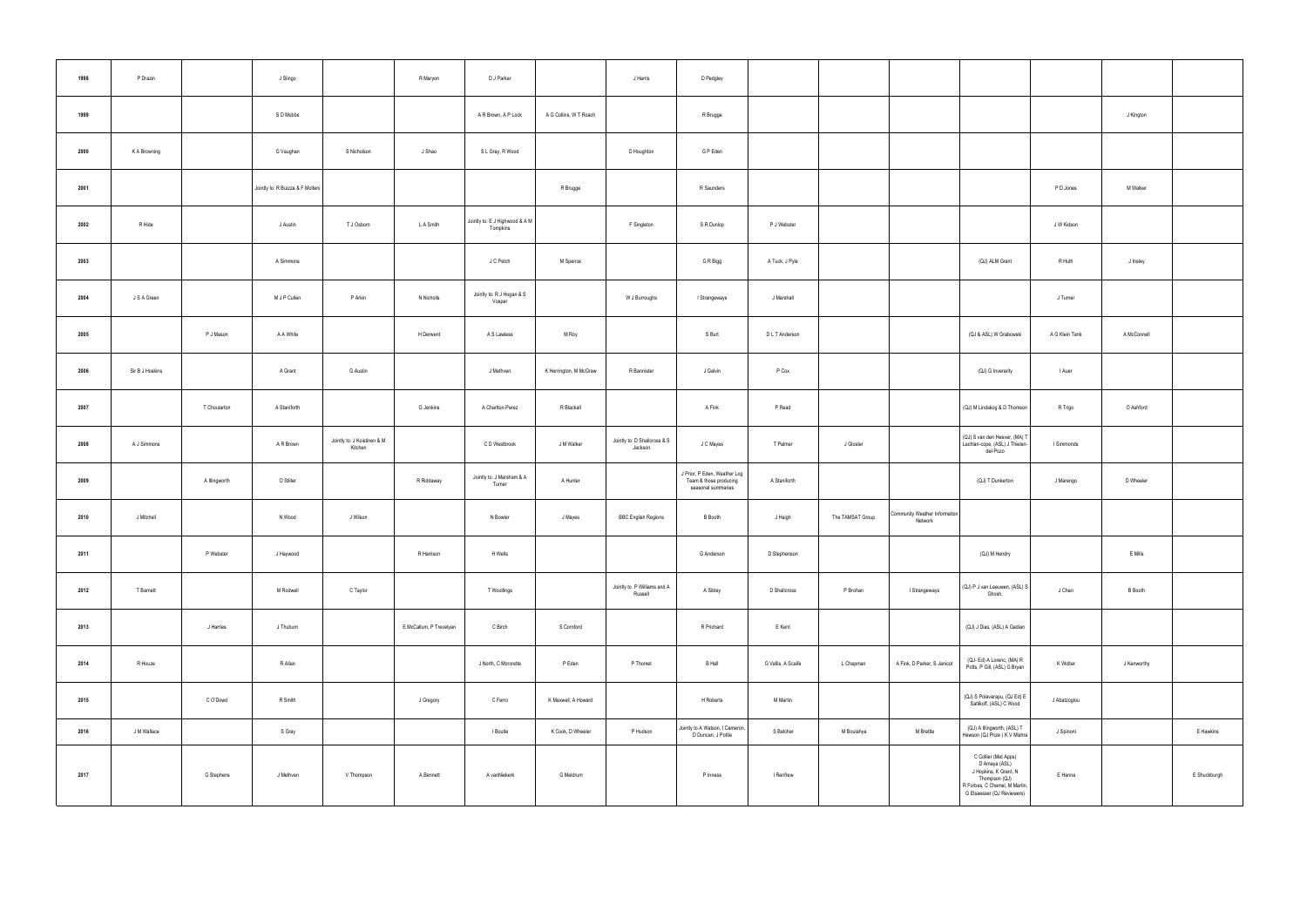| | | | | | | | | | | | | | | | | |
|---|---|---|---|---|---|---|---|---|---|---|---|---|---|---|---|---|
| 1998 | P Drazin | | J Slingo | | R Maryon | D J Parker | | J Harris | D Pedgley | | | | | | | |
| 1999 | | | S D Mobbs | | | A R Brown, A P Lock | A G Collins, W T Roach | | R Brugge | | | | | | J Kington | |
| 2000 | K A Browning | | G Vaughan | S Nicholson | J Shao | S L Gray, R Wood | | D Houghton | G P Eden | | | | | | | |
| 2001 | | | Jointly to: R Buizza & F Molteni | | | | R Brugge | | R Saunders | | | | | P D Jones | M Walker | |
| 2002 | R Hide | | J Austin | T J Osborn | L A Smith | Jointly to: E J Highwood & A M Tompkins | | F Singleton | S R Dunlop | P J Webster | | | | J W Kidson | | |
| 2003 | | | A Simmons | | | J C Petch | M Spence | | G R Bigg | A Tuck, J Pyle | | | (QJ) ALM Grant | R Huth | J Insley | |
| 2004 | J S A Green | | M J P Cullen | P Arkin | N Nicholls | Jointly to: R J Hogan & S Vosper | | W J Burroughs | I Strangeways | J Marshall | | | | J Turner | | |
| 2005 | | P J Mason | A A White | | H Derwent | A S Lawless | M Roy | | S Burt | D L T Anderson | | | (QJ & ASL) W Grabowski | A G Klein Tank | A McConnell | |
| 2006 | Sir B J Hoskins | | A Grant | G Austin | | J Methven | K Herrington, M McGraw | R Bannister | J Galvin | P Cox | | | (QJ) G Inverarity | I Auer | | |
| 2007 | | T Choularton | A Staniforth | | G Jenkins | A Charlton-Perez | R Blackall | | A Fink | P Read | | | (QJ) M Lindskog & D Thomson | R Trigo | O Ashford | |
| 2008 | A J Simmons | | A R Brown | Jointly to: J Koistinen & M Kitchen | | C D Westbrook | J M Walker | Jointly to: D Shallcross & S Jackson | J C Mayes | T Palmer | J Gloster | | (QJ) S van den Heever, (MA) T Lachlan-cope, (ASL) J Thielen-del-Pozo | I Simmonds | | |
| 2009 | | A Illingworth | O Stiller | | R Riddaway | Jointly to: J Marsham & A Turner | A Hunter | | J Prior, P Eden, Weather Log Team & those producing seasonal summaries | A Staniforth | | | (QJ) T Dunkerton | J Marengo | D Wheeler | |
| 2010 | J Mitchell | | N Wood | J Wilson | | N Bowler | J Mayes | BBC English Regions | B Booth | J Haigh | The TAMSAT Group | Community Weather Information Network | | | | |
| 2011 | | P Webster | J Haywood | | R Harrison | H Wells | | | G Anderson | D Stephenson | | | (QJ) M Hendry | | E Mills | |
| 2012 | T Barnett | | M Rodwell | C Taylor | | T Woollings | | Jointly to: P Williams and A Russell | A Sibley | D Shallcross | P Brohan | I Strangeways | (QJ) P J van Leeuwen, (ASL) S Ghosh, | J Chen | B Booth | |
| 2013 | | J Harries | J Thuburn | | E McCallum, P Trevelyan | C Birch | S Cornford | | R Prichard | E Kent | | | (QJ) J Dias, (ASL) A Gadian | | | |
| 2014 | R Houze | | R Allan | | | J North, C Morcrette | P Eden | P Thornet | B Hall | G Vallis, A Scaife | L Chapman | A Fink, D Parker, S Janicot | (QJ- Ed) A Lorenc, (MA) R Potts, P Gill, (ASL) G Bryan | K Wolter | J Kenworthy | |
| 2015 | | C O'Dowd | R Smith | | J Gregory | C Ferro | K Maxwell, A Howard | | H Roberts | M Martin | | | (QJ) S Polavarapu, (QJ Ed) E Saltikoff, (ASL) C Wood | J Abatzoglou | | |
| 2016 | J M Wallace | | S Grey | | | I Boutle | K Cook, D Wheeler | P Hudson | Jointly to A Watson, I Cameron, D Duncan, J Pottie | S Belcher | M Boulahya | M Brettle | (QJ) A Illingworth, (ASL) T Hewson (QJ Prize) K V Mishra | J Spinoni | | E Hawkins |
| 2017 | | G Stephens | J Methven | V Thompson | A Bennett | A vanNiekerk | G Meldrum | | P Inness | I Renfrew | | | C Collier (Met Apps) D Arnaiya (ASL) J Hopkins, K Grant, N Thompson (QJ) R Forbes, C Chemel, M Martin, G Elsaesser (QJ Reviewers) | E Hanna | | E Shuckburgh |